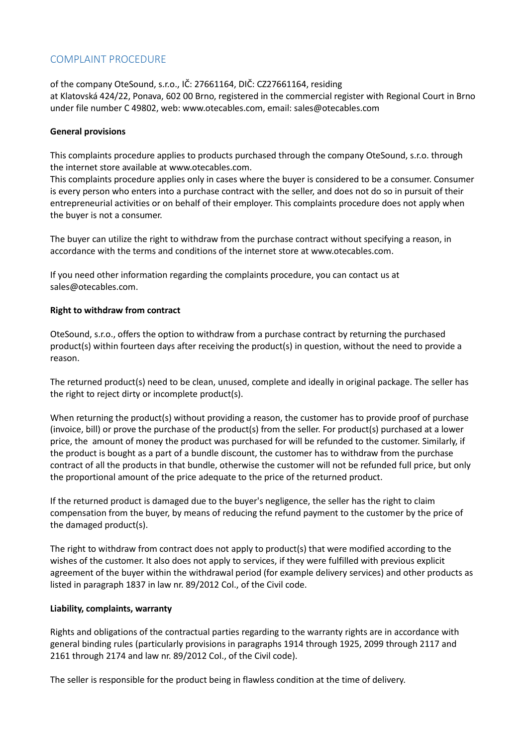# COMPLAINT PROCEDURE

of the company OteSound, s.r.o., IČ: 27661164, DIČ: CZ27661164, residing at Klatovská 424/22, Ponava, 602 00 Brno, registered in the commercial register with Regional Court in Brno under file number C 49802, web: www.otecables.com, email: sales@otecables.com

**General provisions**

This complaints procedure applies to products purchased through the company OteSound, s.r.o. through the internet store available at www.otecables.com.
This complaints procedure applies only in cases where the buyer is considered to be a consumer. Consumer is every person who enters into a purchase contract with the seller, and does not do so in pursuit of their entrepreneurial activities or on behalf of their employer. This complaints procedure does not apply when the buyer is not a consumer.

The buyer can utilize the right to withdraw from the purchase contract without specifying a reason, in accordance with the terms and conditions of the internet store at www.otecables.com.

If you need other information regarding the complaints procedure, you can contact us at sales@otecables.com.

**Right to withdraw from contract**

OteSound, s.r.o., offers the option to withdraw from a purchase contract by returning the purchased product(s) within fourteen days after receiving the product(s) in question, without the need to provide a reason.

The returned product(s) need to be clean, unused, complete and ideally in original package. The seller has the right to reject dirty or incomplete product(s).

When returning the product(s) without providing a reason, the customer has to provide proof of purchase (invoice, bill) or prove the purchase of the product(s) from the seller. For product(s) purchased at a lower price, the amount of money the product was purchased for will be refunded to the customer. Similarly, if the product is bought as a part of a bundle discount, the customer has to withdraw from the purchase contract of all the products in that bundle, otherwise the customer will not be refunded full price, but only the proportional amount of the price adequate to the price of the returned product.

If the returned product is damaged due to the buyer's negligence, the seller has the right to claim compensation from the buyer, by means of reducing the refund payment to the customer by the price of the damaged product(s).

The right to withdraw from contract does not apply to product(s) that were modified according to the wishes of the customer. It also does not apply to services, if they were fulfilled with previous explicit agreement of the buyer within the withdrawal period (for example delivery services) and other products as listed in paragraph 1837 in law nr. 89/2012 Col., of the Civil code.

**Liability, complaints, warranty**

Rights and obligations of the contractual parties regarding to the warranty rights are in accordance with general binding rules (particularly provisions in paragraphs 1914 through 1925, 2099 through 2117 and 2161 through 2174 and law nr. 89/2012 Col., of the Civil code).

The seller is responsible for the product being in flawless condition at the time of delivery.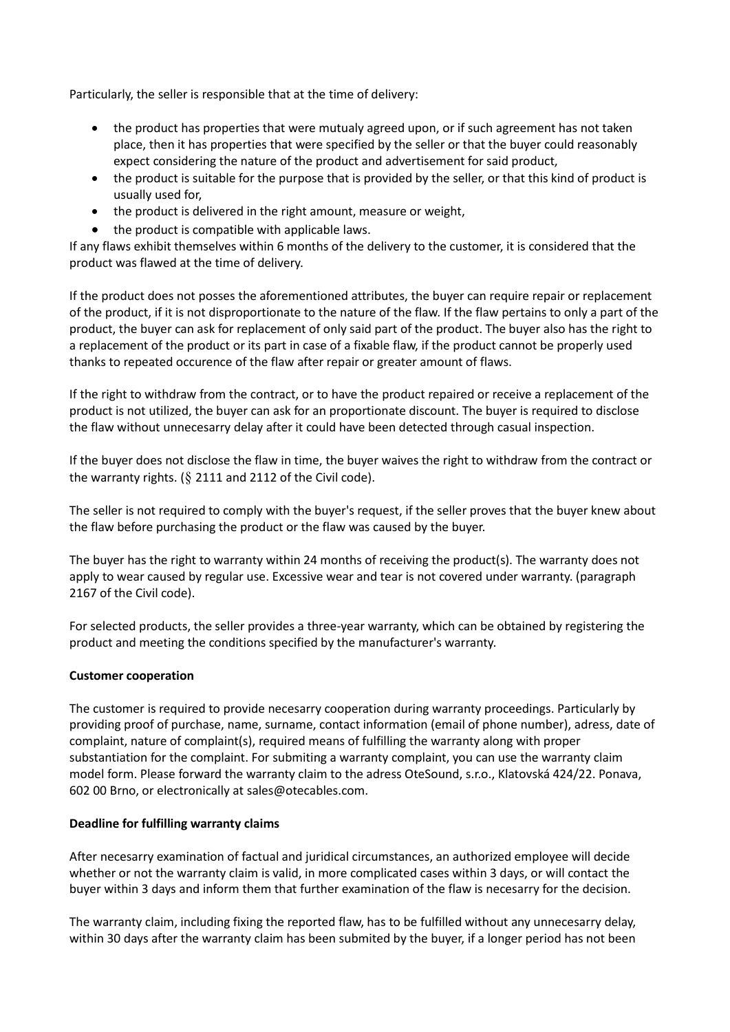Particularly, the seller is responsible that at the time of delivery:

- the product has properties that were mutualy agreed upon, or if such agreement has not taken place, then it has properties that were specified by the seller or that the buyer could reasonably expect considering the nature of the product and advertisement for said product,
- the product is suitable for the purpose that is provided by the seller, or that this kind of product is usually used for,
- the product is delivered in the right amount, measure or weight,
- the product is compatible with applicable laws.

If any flaws exhibit themselves within 6 months of the delivery to the customer, it is considered that the product was flawed at the time of delivery.

If the product does not posses the aforementioned attributes, the buyer can require repair or replacement of the product, if it is not disproportionate to the nature of the flaw. If the flaw pertains to only a part of the product, the buyer can ask for replacement of only said part of the product. The buyer also has the right to a replacement of the product or its part in case of a fixable flaw, if the product cannot be properly used thanks to repeated occurence of the flaw after repair or greater amount of flaws.

If the right to withdraw from the contract, or to have the product repaired or receive a replacement of the product is not utilized, the buyer can ask for an proportionate discount. The buyer is required to disclose the flaw without unnecesarry delay after it could have been detected through casual inspection.

If the buyer does not disclose the flaw in time, the buyer waives the right to withdraw from the contract or the warranty rights. (§ 2111 and 2112 of the Civil code).

The seller is not required to comply with the buyer's request, if the seller proves that the buyer knew about the flaw before purchasing the product or the flaw was caused by the buyer.

The buyer has the right to warranty within 24 months of receiving the product(s). The warranty does not apply to wear caused by regular use. Excessive wear and tear is not covered under warranty. (paragraph 2167 of the Civil code).

For selected products, the seller provides a three-year warranty, which can be obtained by registering the product and meeting the conditions specified by the manufacturer's warranty.

**Customer cooperation**

The customer is required to provide necesarry cooperation during warranty proceedings. Particularly by providing proof of purchase, name, surname, contact information (email of phone number), adress, date of complaint, nature of complaint(s), required means of fulfilling the warranty along with proper substantiation for the complaint. For submiting a warranty complaint, you can use the warranty claim model form. Please forward the warranty claim to the adress OteSound, s.r.o., Klatovská 424/22. Ponava, 602 00 Brno, or electronically at sales@otecables.com.

**Deadline for fulfilling warranty claims**

After necesarry examination of factual and juridical circumstances, an authorized employee will decide whether or not the warranty claim is valid, in more complicated cases within 3 days, or will contact the buyer within 3 days and inform them that further examination of the flaw is necesarry for the decision.

The warranty claim, including fixing the reported flaw, has to be fulfilled without any unnecesarry delay, within 30 days after the warranty claim has been submited by the buyer, if a longer period has not been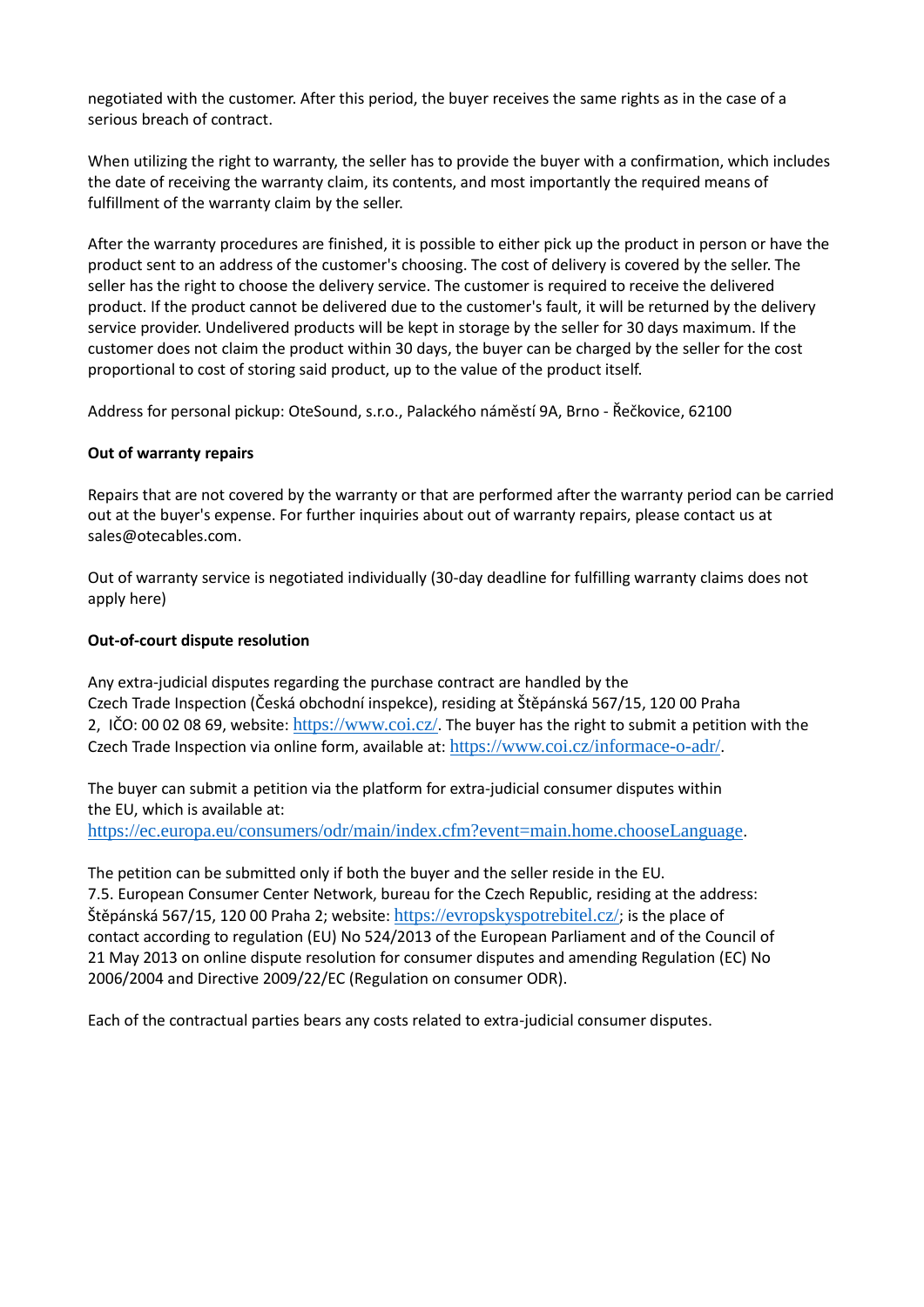negotiated with the customer. After this period, the buyer receives the same rights as in the case of a serious breach of contract.

When utilizing the right to warranty, the seller has to provide the buyer with a confirmation, which includes the date of receiving the warranty claim, its contents, and most importantly the required means of fulfillment of the warranty claim by the seller.

After the warranty procedures are finished, it is possible to either pick up the product in person or have the product sent to an address of the customer's choosing. The cost of delivery is covered by the seller. The seller has the right to choose the delivery service. The customer is required to receive the delivered product. If the product cannot be delivered due to the customer's fault, it will be returned by the delivery service provider. Undelivered products will be kept in storage by the seller for 30 days maximum. If the customer does not claim the product within 30 days, the buyer can be charged by the seller for the cost proportional to cost of storing said product, up to the value of the product itself.

Address for personal pickup: OteSound, s.r.o., Palackého náměstí 9A, Brno - Řečkovice, 62100

**Out of warranty repairs**

Repairs that are not covered by the warranty or that are performed after the warranty period can be carried out at the buyer's expense. For further inquiries about out of warranty repairs, please contact us at sales@otecables.com.

Out of warranty service is negotiated individually (30-day deadline for fulfilling warranty claims does not apply here)

**Out-of-court dispute resolution**

Any extra-judicial disputes regarding the purchase contract are handled by the Czech Trade Inspection (Česká obchodní inspekce), residing at Štěpánská 567/15, 120 00 Praha 2, IČO: 00 02 08 69, website: https://www.coi.cz/. The buyer has the right to submit a petition with the Czech Trade Inspection via online form, available at: https://www.coi.cz/informace-o-adr/.

The buyer can submit a petition via the platform for extra-judicial consumer disputes within the EU, which is available at: https://ec.europa.eu/consumers/odr/main/index.cfm?event=main.home.chooseLanguage.

The petition can be submitted only if both the buyer and the seller reside in the EU.
7.5. European Consumer Center Network, bureau for the Czech Republic, residing at the address: Štěpánská 567/15, 120 00 Praha 2; website: https://evropskyspotrebitel.cz/; is the place of contact according to regulation (EU) No 524/2013 of the European Parliament and of the Council of 21 May 2013 on online dispute resolution for consumer disputes and amending Regulation (EC) No 2006/2004 and Directive 2009/22/EC (Regulation on consumer ODR).

Each of the contractual parties bears any costs related to extra-judicial consumer disputes.